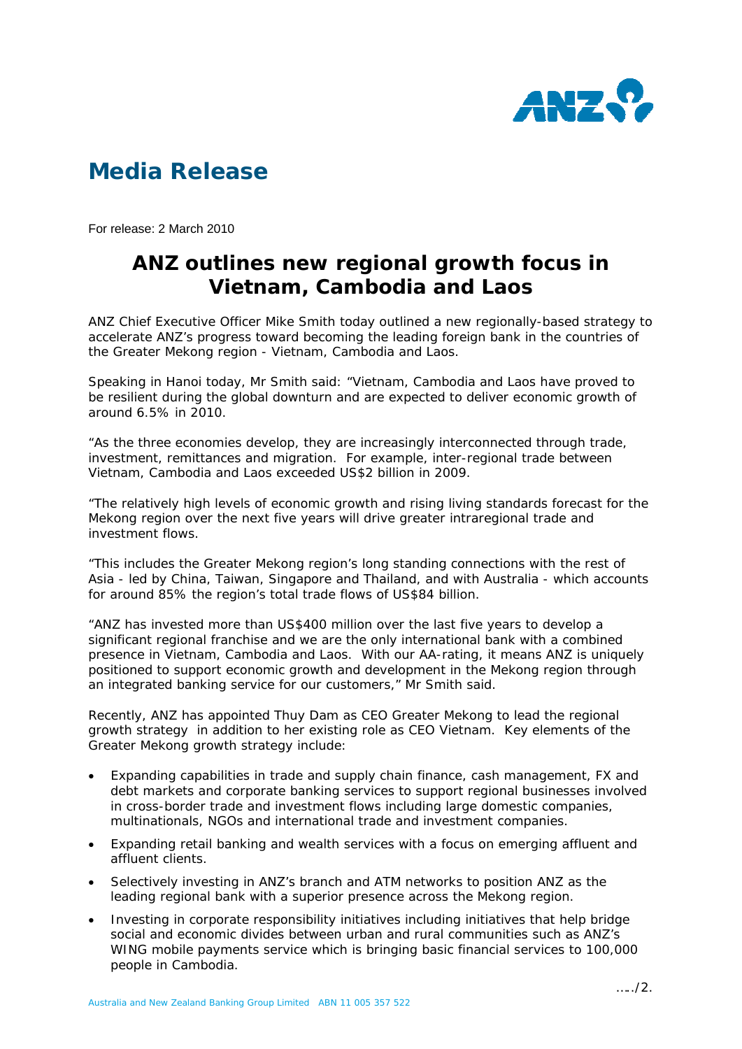# Media Release

For release: 2 March 2010

## ANZ outlines new regional growth focus in Vietnam, Cambodia and Laos

ANZ Chief Executive Officer Mike Smith today outlined a new regionally-based strategy to accelerate ANZ's progress toward becoming the leading foreign bank in the countries of the Greater Mekong region - Vietnam, Cambodia and Laos.

Speaking in Hanoi today, Mr Smith said: "Vietnam, Cambodia and Laos have proved to be resilient during the global downturn and are expected to deliver economic growth of around 6.5% in 2010.

"As the three economies develop, they are increasingly interconnected through trade, investment, remittances and migration. For example, inter-regional trade between Vietnam, Cambodia and Laos exceeded US$2 billion in 2009.

"The relatively high levels of economic growth and rising living standards forecast for the Mekong region over the next five years will drive greater intraregional trade and investment flows.

"This includes the Greater Mekong region's long standing connections with the rest of Asia - led by China, Taiwan, Singapore and Thailand, and with Australia - which accounts for around 85% the region's total trade flows of US$84 billion.

"ANZ has invested more than US$400 million over the last five years to develop a significant regional franchise and we are the only international bank with a combined presence in Vietnam, Cambodia and Laos. With our AA-rating, it means ANZ is uniquely positioned to support economic growth and development in the Mekong region through an integrated banking service for our customers," Mr Smith said.

Recently, ANZ has appointed Thuy Dam as CEO Greater Mekong to lead the regional growth strategy in addition to her existing role as CEO Vietnam. Key elements of the Greater Mekong growth strategy include:

- Expanding capabilities in trade and supply chain finance, cash management, FX and debt markets and corporate banking services to support regional businesses involved in cross-border trade and investment flows including large domestic companies, multinationals, NGOs and international trade and investment companies.
- Expanding retail banking and wealth services with a focus on emerging affluent and affluent clients.
- Selectively investing in ANZ's branch and ATM networks to position ANZ as the leading regional bank with a superior presence across the Mekong region.
- Investing in corporate responsibility initiatives including initiatives that help bridge social and economic divides between urban and rural communities such as ANZ's WING mobile payments service which is bringing basic financial services to 100,000 people in Cambodia.

…../2.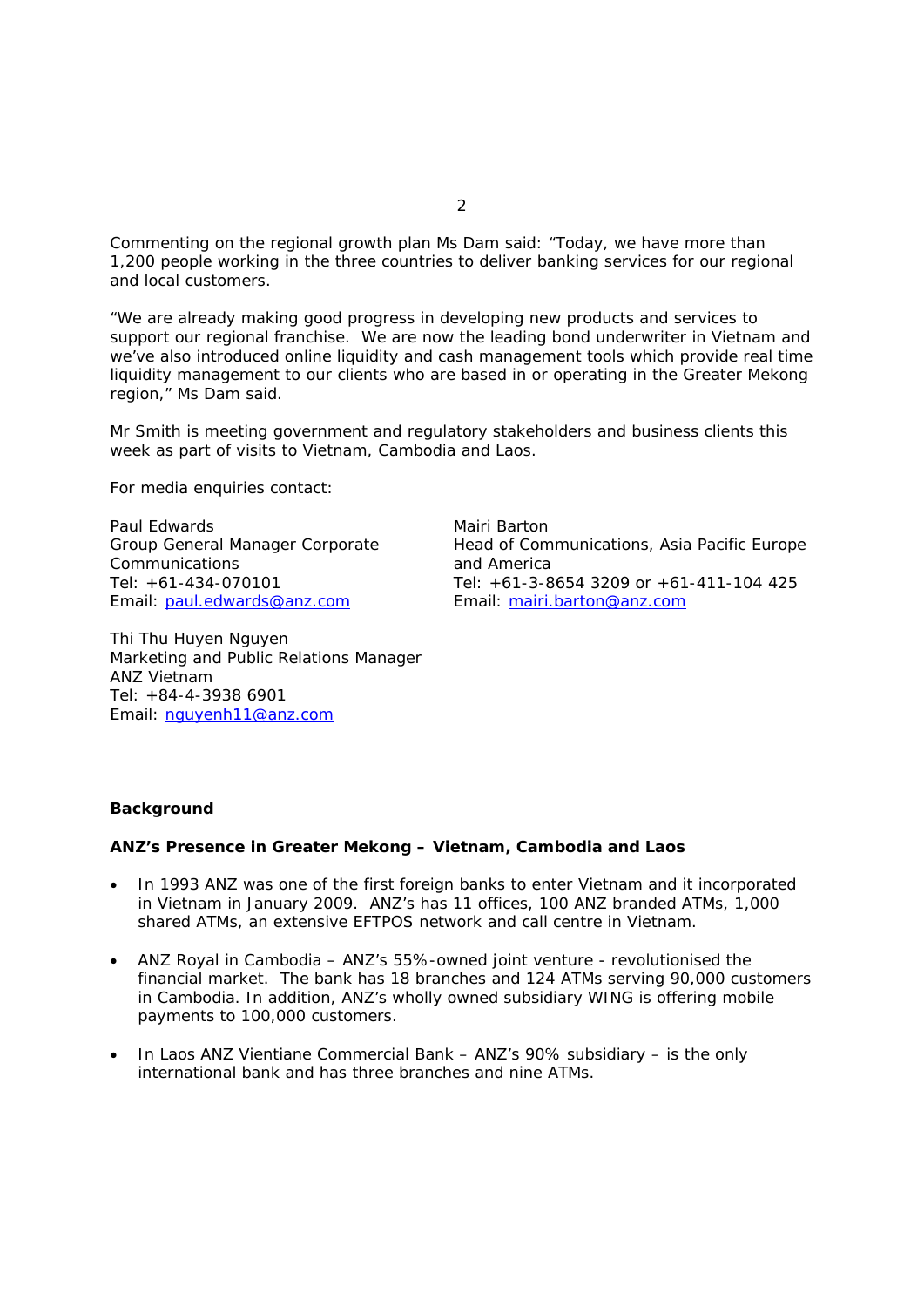Commenting on the regional growth plan Ms Dam said: "Today, we have more than 1,200 people working in the three countries to deliver banking services for our regional and local customers.

"We are already making good progress in developing new products and services to support our regional franchise. We are now the leading bond underwriter in Vietnam and we've also introduced online liquidity and cash management tools which provide real time liquidity management to our clients who are based in or operating in the Greater Mekong region," Ms Dam said.

Mr Smith is meeting government and regulatory stakeholders and business clients this week as part of visits to Vietnam, Cambodia and Laos.

For media enquiries contact:

Paul Edwards
Group General Manager Corporate Communications
Tel: +61-434-070101
Email: paul.edwards@anz.com

Mairi Barton
Head of Communications, Asia Pacific Europe and America
Tel: +61-3-8654 3209 or +61-411-104 425
Email: mairi.barton@anz.com

Thi Thu Huyen Nguyen
Marketing and Public Relations Manager
ANZ Vietnam
Tel: +84-4-3938 6901
Email: nguyenh11@anz.com

**Background**

**ANZ's Presence in Greater Mekong – Vietnam, Cambodia and Laos**

- In 1993 ANZ was one of the first foreign banks to enter Vietnam and it incorporated in Vietnam in January 2009. ANZ's has 11 offices, 100 ANZ branded ATMs, 1,000 shared ATMs, an extensive EFTPOS network and call centre in Vietnam.

- ANZ Royal in Cambodia – ANZ's 55%-owned joint venture - revolutionised the financial market. The bank has 18 branches and 124 ATMs serving 90,000 customers in Cambodia. In addition, ANZ's wholly owned subsidiary WING is offering mobile payments to 100,000 customers.

- In Laos ANZ Vientiane Commercial Bank – ANZ's 90% subsidiary – is the only international bank and has three branches and nine ATMs.